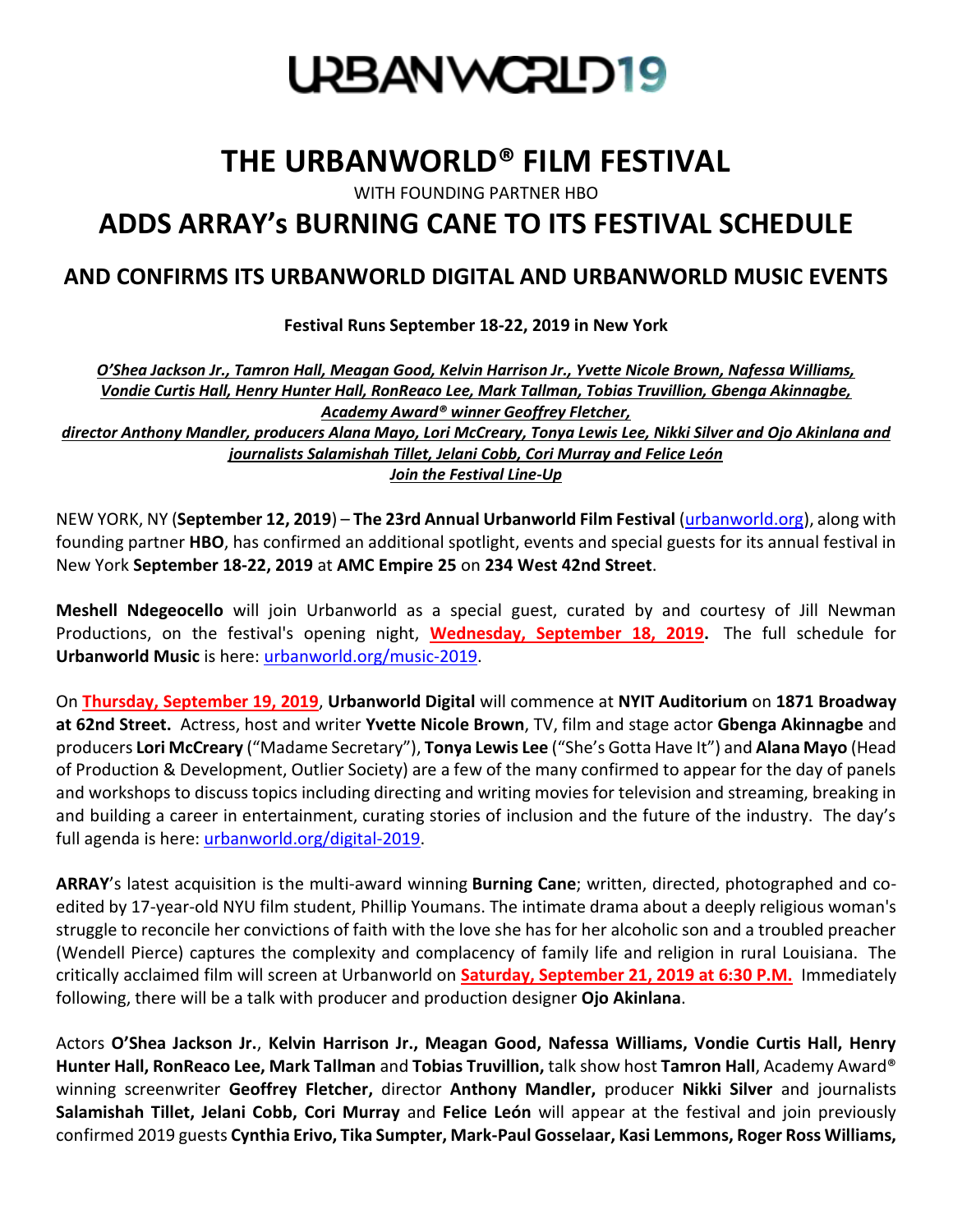# URBANWORLD19

# THE URBANWORLD® FILM FESTIVAL

WITH FOUNDING PARTNER HBO

# ADDS ARRAY's BURNING CANE TO ITS FESTIVAL SCHEDULE

## AND CONFIRMS ITS URBANWORLD DIGITAL AND URBANWORLD MUSIC EVENTS

**Festival Runs September 18-22, 2019 in New York**

***O'Shea Jackson Jr., Tamron Hall, Meagan Good, Kelvin Harrison Jr., Yvette Nicole Brown, Nafessa Williams, Vondie Curtis Hall, Henry Hunter Hall, RonReaco Lee, Mark Tallman, Tobias Truvillion, Gbenga Akinnagbe, Academy Award® winner Geoffrey Fletcher, director Anthony Mandler, producers Alana Mayo, Lori McCreary, Tonya Lewis Lee, Nikki Silver and Ojo Akinlana and journalists Salamishah Tillet, Jelani Cobb, Cori Murray and Felice León Join the Festival Line-Up***

NEW YORK, NY (**September 12, 2019**) – **The 23rd Annual Urbanworld Film Festival** (urbanworld.org), along with founding partner **HBO**, has confirmed an additional spotlight, events and special guests for its annual festival in New York **September 18-22, 2019** at **AMC Empire 25** on **234 West 42nd Street**.

**Meshell Ndegeocello** will join Urbanworld as a special guest, curated by and courtesy of Jill Newman Productions, on the festival's opening night, **Wednesday, September 18, 2019.** The full schedule for **Urbanworld Music** is here: urbanworld.org/music-2019.

On **Thursday, September 19, 2019**, **Urbanworld Digital** will commence at **NYIT Auditorium** on **1871 Broadway at 62nd Street.** Actress, host and writer **Yvette Nicole Brown**, TV, film and stage actor **Gbenga Akinnagbe** and producers **Lori McCreary** ("Madame Secretary"), **Tonya Lewis Lee** ("She's Gotta Have It") and **Alana Mayo** (Head of Production & Development, Outlier Society) are a few of the many confirmed to appear for the day of panels and workshops to discuss topics including directing and writing movies for television and streaming, breaking in and building a career in entertainment, curating stories of inclusion and the future of the industry. The day's full agenda is here: urbanworld.org/digital-2019.

**ARRAY**'s latest acquisition is the multi-award winning **Burning Cane**; written, directed, photographed and co-edited by 17-year-old NYU film student, Phillip Youmans. The intimate drama about a deeply religious woman's struggle to reconcile her convictions of faith with the love she has for her alcoholic son and a troubled preacher (Wendell Pierce) captures the complexity and complacency of family life and religion in rural Louisiana. The critically acclaimed film will screen at Urbanworld on **Saturday, September 21, 2019 at 6:30 P.M.** Immediately following, there will be a talk with producer and production designer **Ojo Akinlana**.

Actors **O'Shea Jackson Jr.**, **Kelvin Harrison Jr., Meagan Good, Nafessa Williams, Vondie Curtis Hall, Henry Hunter Hall, RonReaco Lee, Mark Tallman** and **Tobias Truvillion,** talk show host **Tamron Hall**, Academy Award® winning screenwriter **Geoffrey Fletcher,** director **Anthony Mandler,** producer **Nikki Silver** and journalists **Salamishah Tillet, Jelani Cobb, Cori Murray** and **Felice León** will appear at the festival and join previously confirmed 2019 guests **Cynthia Erivo, Tika Sumpter, Mark-Paul Gosselaar, Kasi Lemmons, Roger Ross Williams,**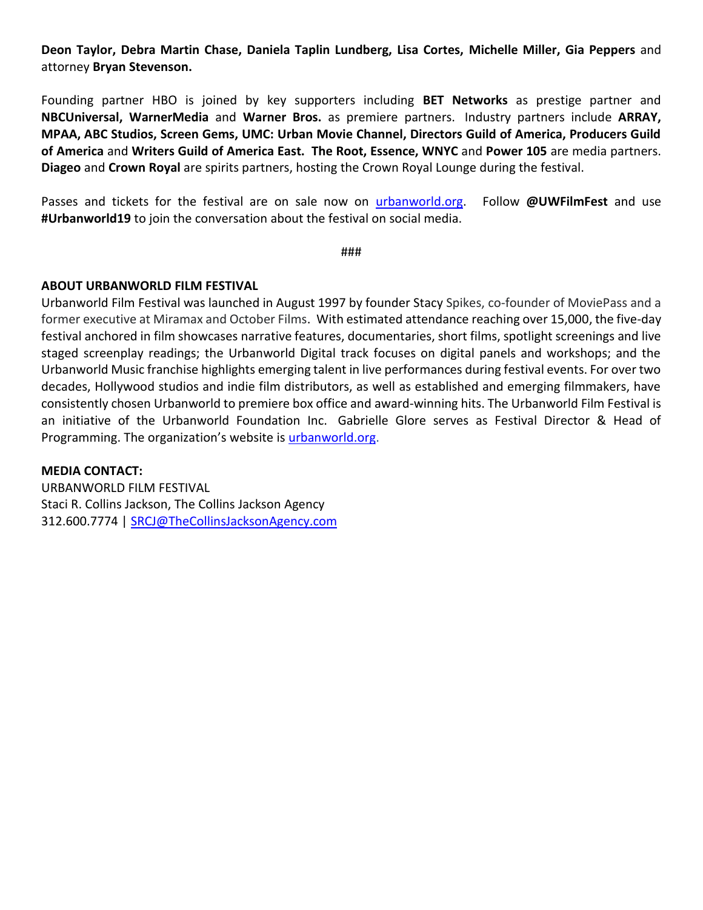**Deon Taylor, Debra Martin Chase, Daniela Taplin Lundberg, Lisa Cortes, Michelle Miller, Gia Peppers** and attorney **Bryan Stevenson.**

Founding partner HBO is joined by key supporters including **BET Networks** as prestige partner and **NBCUniversal, WarnerMedia** and **Warner Bros.** as premiere partners. Industry partners include **ARRAY, MPAA, ABC Studios, Screen Gems, UMC: Urban Movie Channel, Directors Guild of America, Producers Guild of America** and **Writers Guild of America East. The Root, Essence, WNYC** and **Power 105** are media partners. **Diageo** and **Crown Royal** are spirits partners, hosting the Crown Royal Lounge during the festival.

Passes and tickets for the festival are on sale now on [urbanworld.org](urbanworld.org). Follow **@UWFilmFest** and use **#Urbanworld19** to join the conversation about the festival on social media.

###

**ABOUT URBANWORLD FILM FESTIVAL**

Urbanworld Film Festival was launched in August 1997 by founder Stacy Spikes, co-founder of MoviePass and a former executive at Miramax and October Films. With estimated attendance reaching over 15,000, the five-day festival anchored in film showcases narrative features, documentaries, short films, spotlight screenings and live staged screenplay readings; the Urbanworld Digital track focuses on digital panels and workshops; and the Urbanworld Music franchise highlights emerging talent in live performances during festival events. For over two decades, Hollywood studios and indie film distributors, as well as established and emerging filmmakers, have consistently chosen Urbanworld to premiere box office and award-winning hits. The Urbanworld Film Festival is an initiative of the Urbanworld Foundation Inc. Gabrielle Glore serves as Festival Director & Head of Programming. The organization's website is [urbanworld.org](urbanworld.org).

**MEDIA CONTACT:**

URBANWORLD FILM FESTIVAL
Staci R. Collins Jackson, The Collins Jackson Agency
312.600.7774 | SRCJ@TheCollinsJacksonAgency.com